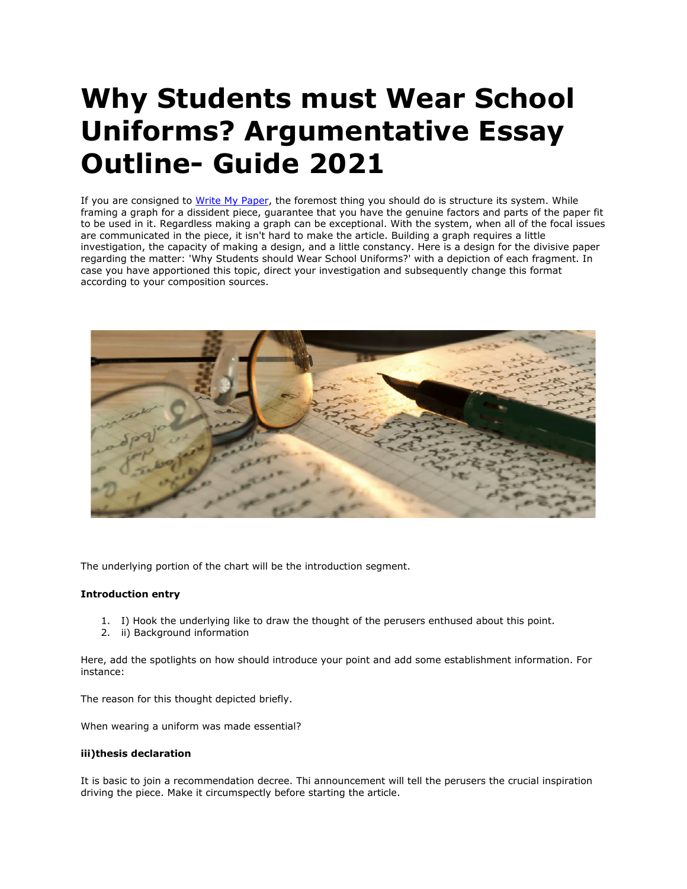# Why Students must Wear School Uniforms? Argumentative Essay Outline- Guide 2021

If you are consigned to [Write My Paper](), the foremost thing you should do is structure its system. While framing a graph for a dissident piece, guarantee that you have the genuine factors and parts of the paper fit to be used in it. Regardless making a graph can be exceptional. With the system, when all of the focal issues are communicated in the piece, it isn't hard to make the article. Building a graph requires a little investigation, the capacity of making a design, and a little constancy. Here is a design for the divisive paper regarding the matter: 'Why Students should Wear School Uniforms?' with a depiction of each fragment. In case you have apportioned this topic, direct your investigation and subsequently change this format according to your composition sources.

The underlying portion of the chart will be the introduction segment.

**Introduction entry**

1. I) Hook the underlying like to draw the thought of the perusers enthused about this point.
2. ii) Background information

Here, add the spotlights on how should introduce your point and add some establishment information. For instance:

The reason for this thought depicted briefly.

When wearing a uniform was made essential?

**iii)thesis declaration**

It is basic to join a recommendation decree. Thi announcement will tell the perusers the crucial inspiration driving the piece. Make it circumspectly before starting the article.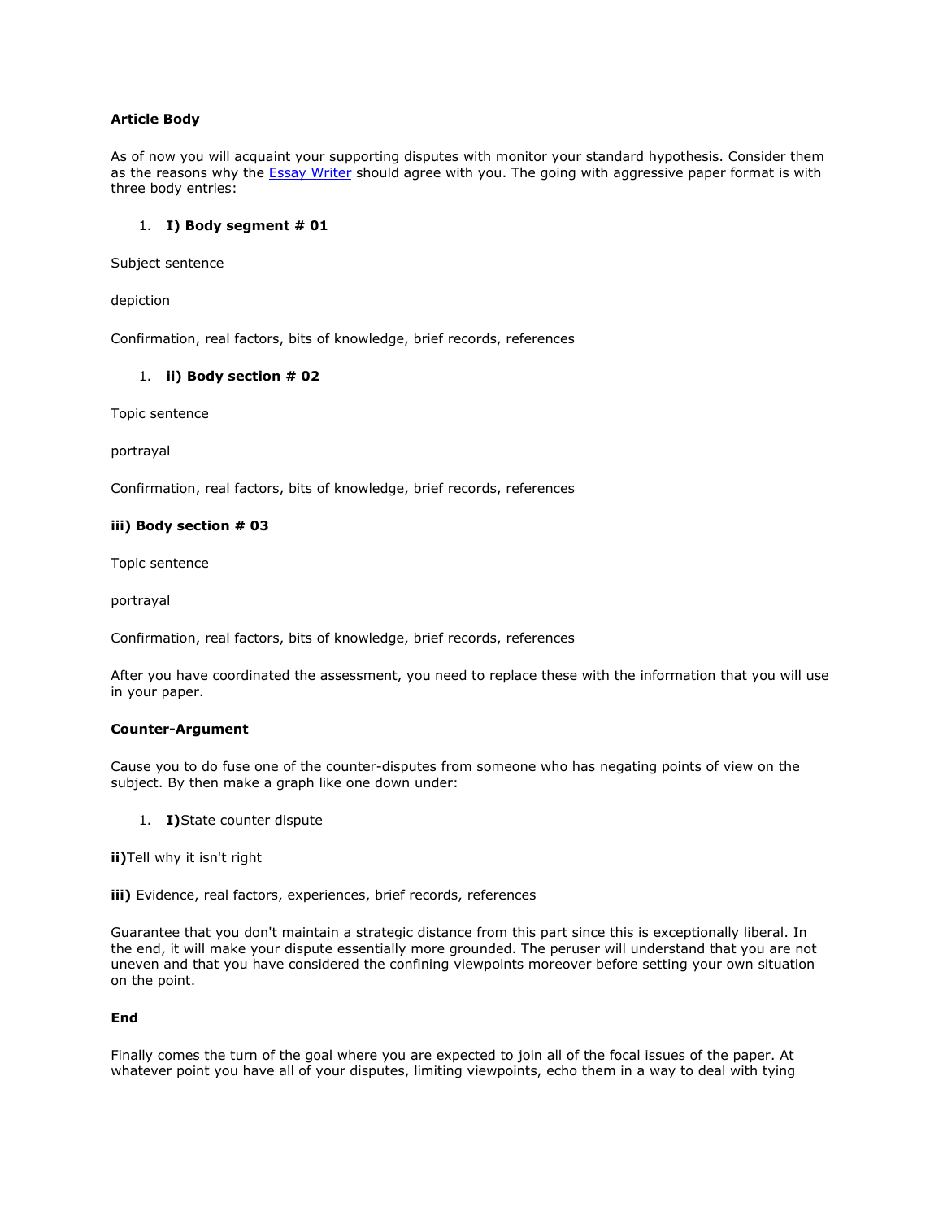**Article Body**

As of now you will acquaint your supporting disputes with monitor your standard hypothesis. Consider them as the reasons why the [Essay Writer]() should agree with you. The going with aggressive paper format is with three body entries:

1. **I) Body segment # 01**

Subject sentence

depiction

Confirmation, real factors, bits of knowledge, brief records, references

1. **ii) Body section # 02**

Topic sentence

portrayal

Confirmation, real factors, bits of knowledge, brief records, references

**iii) Body section # 03**

Topic sentence

portrayal

Confirmation, real factors, bits of knowledge, brief records, references

After you have coordinated the assessment, you need to replace these with the information that you will use in your paper.

**Counter-Argument**

Cause you to do fuse one of the counter-disputes from someone who has negating points of view on the subject. By then make a graph like one down under:

1. **I)**State counter dispute

**ii)**Tell why it isn't right

**iii)** Evidence, real factors, experiences, brief records, references

Guarantee that you don't maintain a strategic distance from this part since this is exceptionally liberal. In the end, it will make your dispute essentially more grounded. The peruser will understand that you are not uneven and that you have considered the confining viewpoints moreover before setting your own situation on the point.

**End**

Finally comes the turn of the goal where you are expected to join all of the focal issues of the paper. At whatever point you have all of your disputes, limiting viewpoints, echo them in a way to deal with tying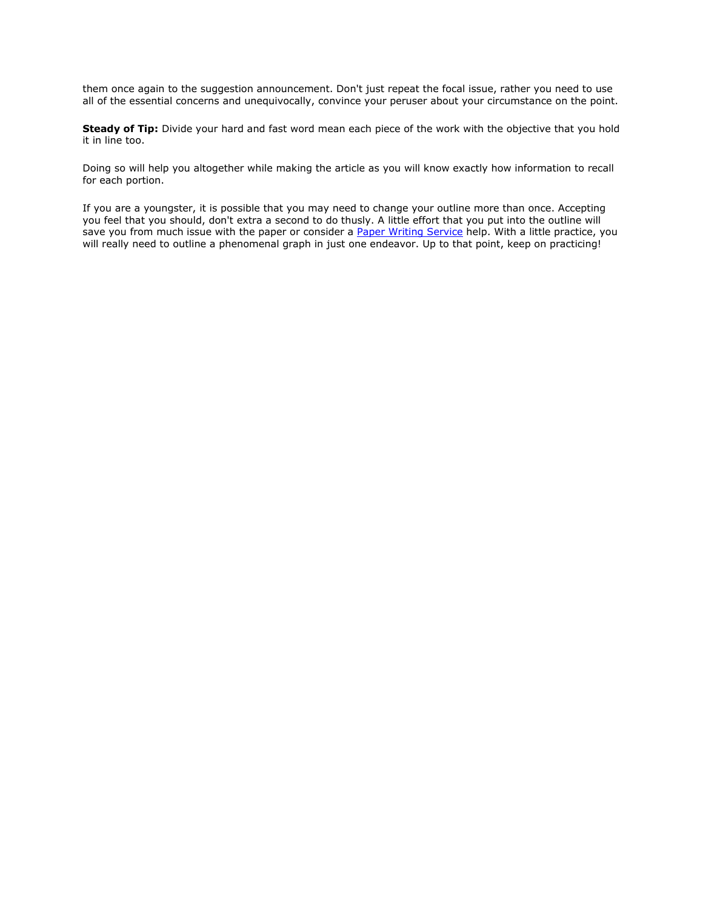them once again to the suggestion announcement. Don't just repeat the focal issue, rather you need to use all of the essential concerns and unequivocally, convince your peruser about your circumstance on the point.

**Steady of Tip:** Divide your hard and fast word mean each piece of the work with the objective that you hold it in line too.

Doing so will help you altogether while making the article as you will know exactly how information to recall for each portion.

If you are a youngster, it is possible that you may need to change your outline more than once. Accepting you feel that you should, don't extra a second to do thusly. A little effort that you put into the outline will save you from much issue with the paper or consider a Paper Writing Service help. With a little practice, you will really need to outline a phenomenal graph in just one endeavor. Up to that point, keep on practicing!